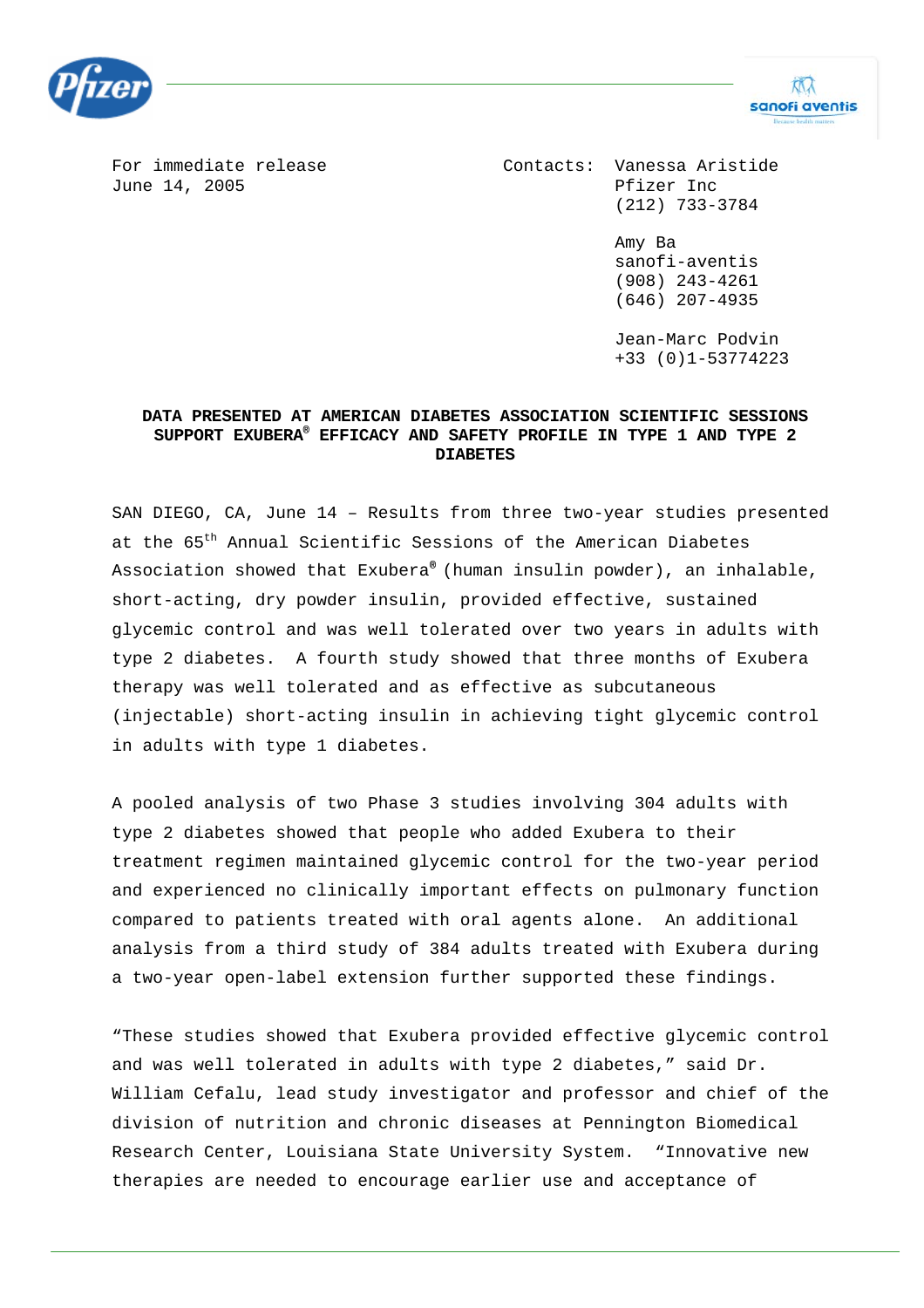For immediate release
June 14, 2005

Contacts: Vanessa Aristide
Pfizer Inc
(212) 733-3784

Amy Ba
sanofi-aventis
(908) 243-4261
(646) 207-4935

Jean-Marc Podvin
+33 (0)1-53774223

**DATA PRESENTED AT AMERICAN DIABETES ASSOCIATION SCIENTIFIC SESSIONS SUPPORT EXUBERA® EFFICACY AND SAFETY PROFILE IN TYPE 1 AND TYPE 2 DIABETES**

SAN DIEGO, CA, June 14 – Results from three two-year studies presented at the 65th Annual Scientific Sessions of the American Diabetes Association showed that Exubera® (human insulin powder), an inhalable, short-acting, dry powder insulin, provided effective, sustained glycemic control and was well tolerated over two years in adults with type 2 diabetes. A fourth study showed that three months of Exubera therapy was well tolerated and as effective as subcutaneous (injectable) short-acting insulin in achieving tight glycemic control in adults with type 1 diabetes.

A pooled analysis of two Phase 3 studies involving 304 adults with type 2 diabetes showed that people who added Exubera to their treatment regimen maintained glycemic control for the two-year period and experienced no clinically important effects on pulmonary function compared to patients treated with oral agents alone. An additional analysis from a third study of 384 adults treated with Exubera during a two-year open-label extension further supported these findings.

"These studies showed that Exubera provided effective glycemic control and was well tolerated in adults with type 2 diabetes," said Dr. William Cefalu, lead study investigator and professor and chief of the division of nutrition and chronic diseases at Pennington Biomedical Research Center, Louisiana State University System. "Innovative new therapies are needed to encourage earlier use and acceptance of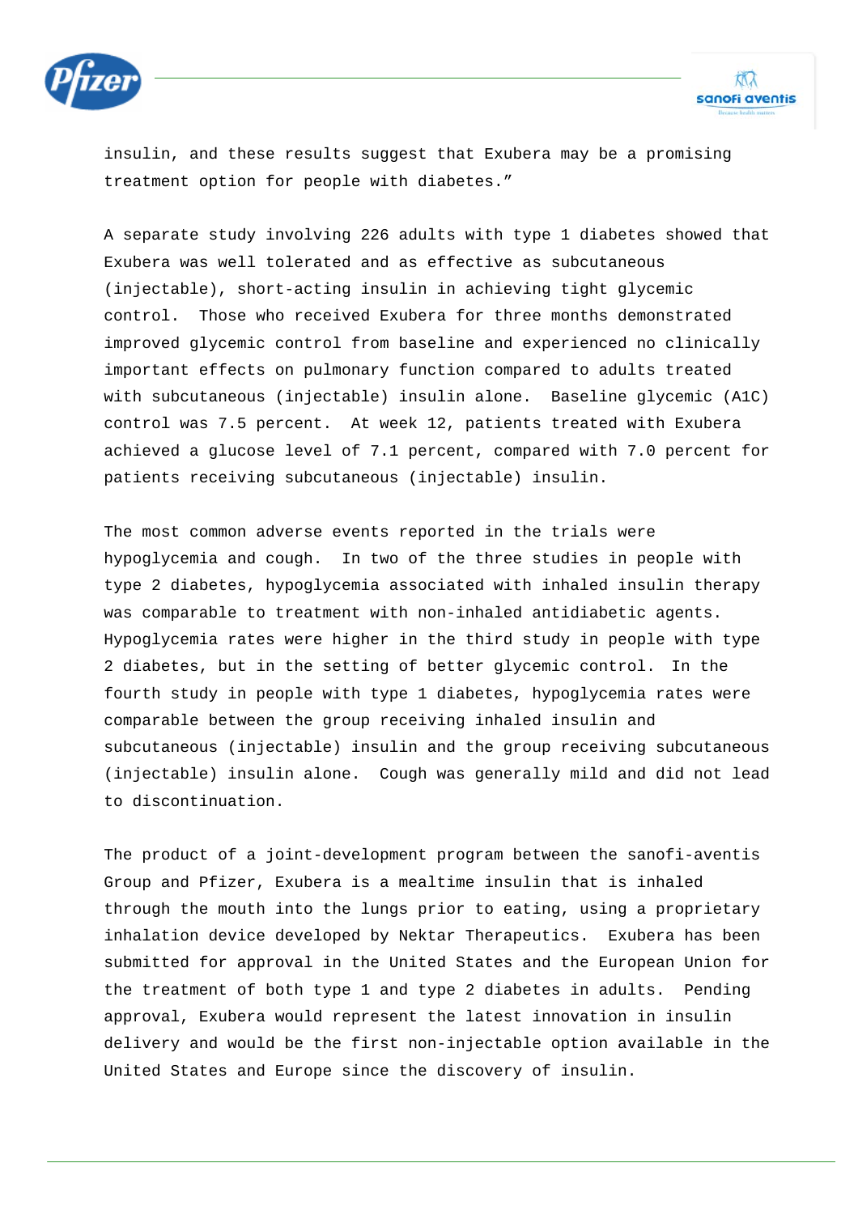insulin, and these results suggest that Exubera may be a promising treatment option for people with diabetes."

A separate study involving 226 adults with type 1 diabetes showed that Exubera was well tolerated and as effective as subcutaneous (injectable), short-acting insulin in achieving tight glycemic control. Those who received Exubera for three months demonstrated improved glycemic control from baseline and experienced no clinically important effects on pulmonary function compared to adults treated with subcutaneous (injectable) insulin alone. Baseline glycemic (A1C) control was 7.5 percent. At week 12, patients treated with Exubera achieved a glucose level of 7.1 percent, compared with 7.0 percent for patients receiving subcutaneous (injectable) insulin.

The most common adverse events reported in the trials were hypoglycemia and cough. In two of the three studies in people with type 2 diabetes, hypoglycemia associated with inhaled insulin therapy was comparable to treatment with non-inhaled antidiabetic agents. Hypoglycemia rates were higher in the third study in people with type 2 diabetes, but in the setting of better glycemic control. In the fourth study in people with type 1 diabetes, hypoglycemia rates were comparable between the group receiving inhaled insulin and subcutaneous (injectable) insulin and the group receiving subcutaneous (injectable) insulin alone. Cough was generally mild and did not lead to discontinuation.

The product of a joint-development program between the sanofi-aventis Group and Pfizer, Exubera is a mealtime insulin that is inhaled through the mouth into the lungs prior to eating, using a proprietary inhalation device developed by Nektar Therapeutics. Exubera has been submitted for approval in the United States and the European Union for the treatment of both type 1 and type 2 diabetes in adults. Pending approval, Exubera would represent the latest innovation in insulin delivery and would be the first non-injectable option available in the United States and Europe since the discovery of insulin.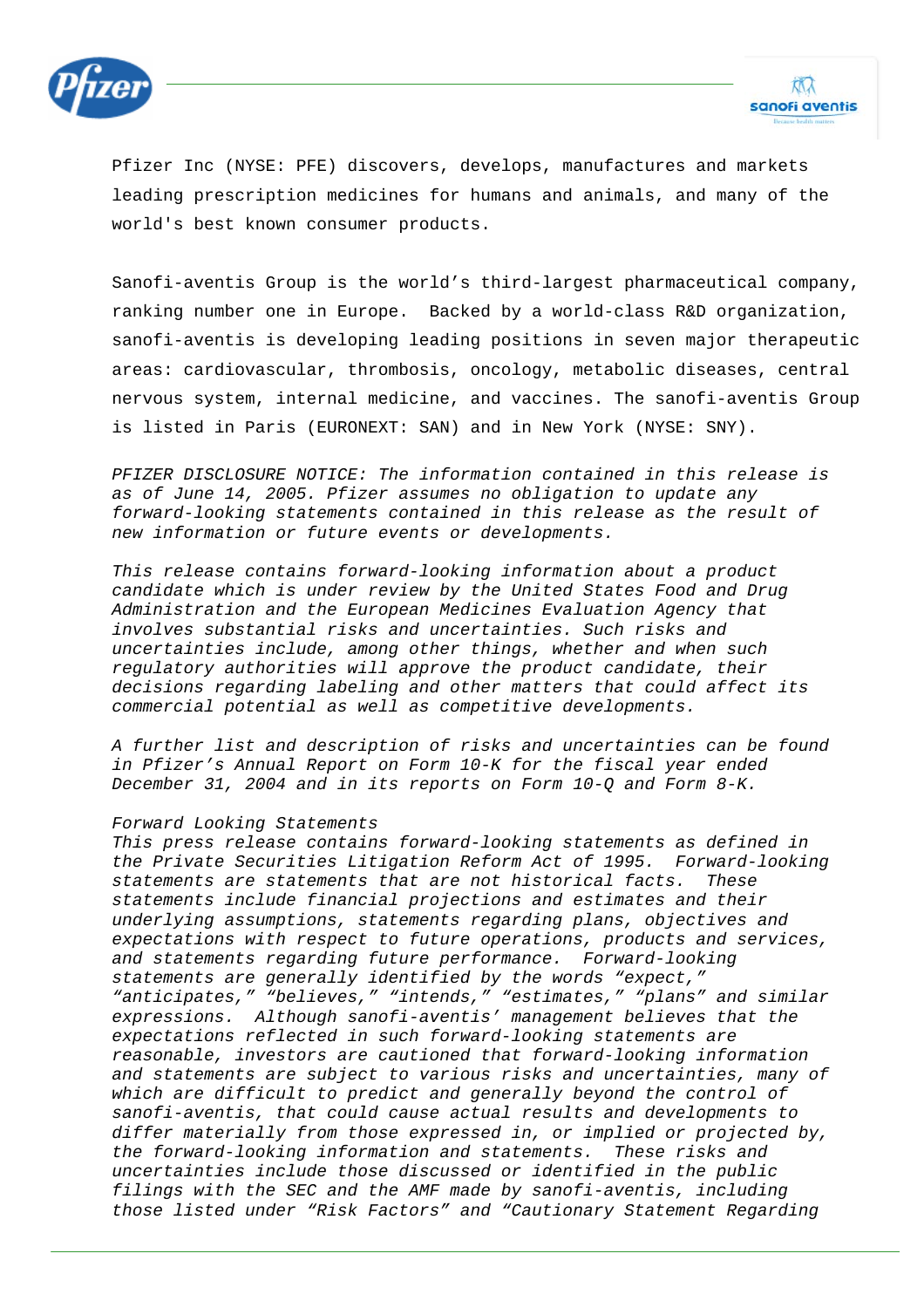Pfizer Inc (NYSE: PFE) discovers, develops, manufactures and markets leading prescription medicines for humans and animals, and many of the world's best known consumer products.

Sanofi-aventis Group is the world's third-largest pharmaceutical company, ranking number one in Europe. Backed by a world-class R&D organization, sanofi-aventis is developing leading positions in seven major therapeutic areas: cardiovascular, thrombosis, oncology, metabolic diseases, central nervous system, internal medicine, and vaccines. The sanofi-aventis Group is listed in Paris (EURONEXT: SAN) and in New York (NYSE: SNY).

*PFIZER DISCLOSURE NOTICE: The information contained in this release is as of June 14, 2005. Pfizer assumes no obligation to update any forward-looking statements contained in this release as the result of new information or future events or developments.*

*This release contains forward-looking information about a product candidate which is under review by the United States Food and Drug Administration and the European Medicines Evaluation Agency that involves substantial risks and uncertainties. Such risks and uncertainties include, among other things, whether and when such regulatory authorities will approve the product candidate, their decisions regarding labeling and other matters that could affect its commercial potential as well as competitive developments.*

*A further list and description of risks and uncertainties can be found in Pfizer's Annual Report on Form 10-K for the fiscal year ended December 31, 2004 and in its reports on Form 10-Q and Form 8-K.*

*Forward Looking Statements*
*This press release contains forward-looking statements as defined in the Private Securities Litigation Reform Act of 1995. Forward-looking statements are statements that are not historical facts. These statements include financial projections and estimates and their underlying assumptions, statements regarding plans, objectives and expectations with respect to future operations, products and services, and statements regarding future performance. Forward-looking statements are generally identified by the words "expect," "anticipates," "believes," "intends," "estimates," "plans" and similar expressions. Although sanofi-aventis' management believes that the expectations reflected in such forward-looking statements are reasonable, investors are cautioned that forward-looking information and statements are subject to various risks and uncertainties, many of which are difficult to predict and generally beyond the control of sanofi-aventis, that could cause actual results and developments to differ materially from those expressed in, or implied or projected by, the forward-looking information and statements. These risks and uncertainties include those discussed or identified in the public filings with the SEC and the AMF made by sanofi-aventis, including those listed under "Risk Factors" and "Cautionary Statement Regarding*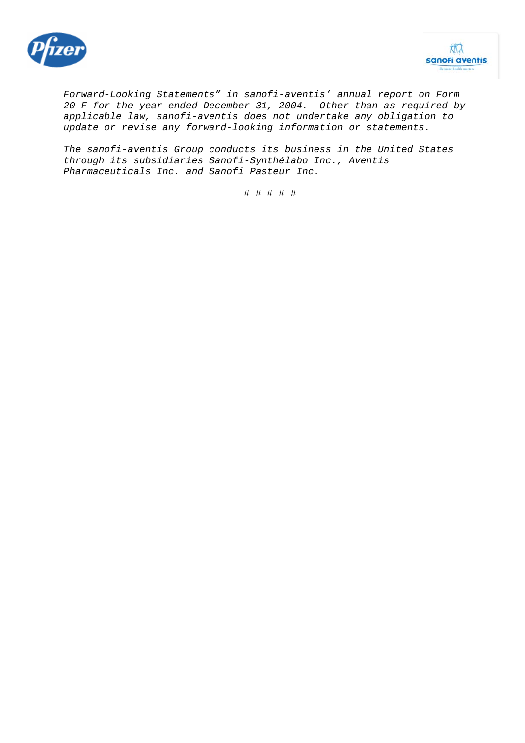*Forward-Looking Statements" in sanofi-aventis' annual report on Form 20-F for the year ended December 31, 2004. Other than as required by applicable law, sanofi-aventis does not undertake any obligation to update or revise any forward-looking information or statements.*

*The sanofi-aventis Group conducts its business in the United States through its subsidiaries Sanofi-Synthélabo Inc., Aventis Pharmaceuticals Inc. and Sanofi Pasteur Inc.*

# # # # #